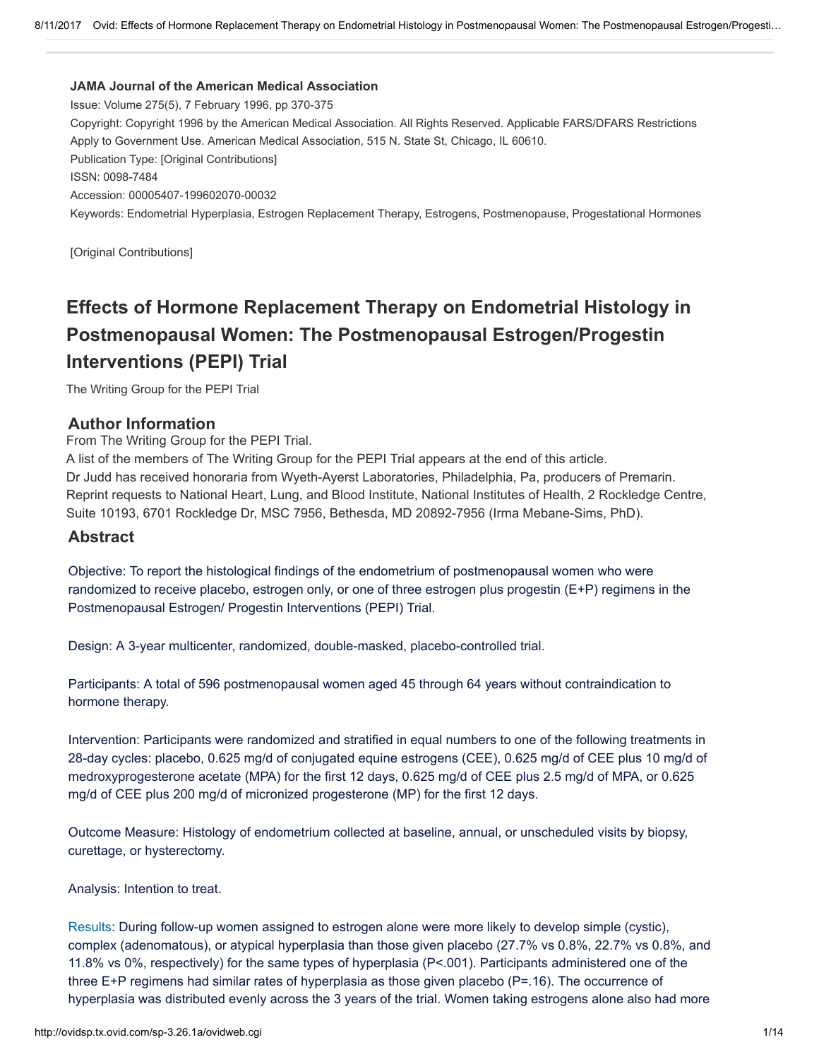**JAMA Journal of the American Medical Association**

Issue: Volume 275(5), 7 February 1996, pp 370-375

Copyright: Copyright 1996 by the American Medical Association. All Rights Reserved. Applicable FARS/DFARS Restrictions Apply to Government Use. American Medical Association, 515 N. State St, Chicago, IL 60610.

Publication Type: [Original Contributions]

ISSN: 0098-7484

Accession: 00005407-199602070-00032

Keywords: Endometrial Hyperplasia, Estrogen Replacement Therapy, Estrogens, Postmenopause, Progestational Hormones

[Original Contributions]

# Effects of Hormone Replacement Therapy on Endometrial Histology in Postmenopausal Women: The Postmenopausal Estrogen/Progestin Interventions (PEPI) Trial

The Writing Group for the PEPI Trial

## Author Information

From The Writing Group for the PEPI Trial.

A list of the members of The Writing Group for the PEPI Trial appears at the end of this article.

Dr Judd has received honoraria from Wyeth-Ayerst Laboratories, Philadelphia, Pa, producers of Premarin.

Reprint requests to National Heart, Lung, and Blood Institute, National Institutes of Health, 2 Rockledge Centre, Suite 10193, 6701 Rockledge Dr, MSC 7956, Bethesda, MD 20892-7956 (Irma Mebane-Sims, PhD).

## Abstract

Objective: To report the histological findings of the endometrium of postmenopausal women who were randomized to receive placebo, estrogen only, or one of three estrogen plus progestin (E+P) regimens in the Postmenopausal Estrogen/ Progestin Interventions (PEPI) Trial.

Design: A 3-year multicenter, randomized, double-masked, placebo-controlled trial.

Participants: A total of 596 postmenopausal women aged 45 through 64 years without contraindication to hormone therapy.

Intervention: Participants were randomized and stratified in equal numbers to one of the following treatments in 28-day cycles: placebo, 0.625 mg/d of conjugated equine estrogens (CEE), 0.625 mg/d of CEE plus 10 mg/d of medroxyprogesterone acetate (MPA) for the first 12 days, 0.625 mg/d of CEE plus 2.5 mg/d of MPA, or 0.625 mg/d of CEE plus 200 mg/d of micronized progesterone (MP) for the first 12 days.

Outcome Measure: Histology of endometrium collected at baseline, annual, or unscheduled visits by biopsy, curettage, or hysterectomy.

Analysis: Intention to treat.

Results: During follow-up women assigned to estrogen alone were more likely to develop simple (cystic), complex (adenomatous), or atypical hyperplasia than those given placebo (27.7% vs 0.8%, 22.7% vs 0.8%, and 11.8% vs 0%, respectively) for the same types of hyperplasia ($P<.001$). Participants administered one of the three E+P regimens had similar rates of hyperplasia as those given placebo ($P=.16$). The occurrence of hyperplasia was distributed evenly across the 3 years of the trial. Women taking estrogens alone also had more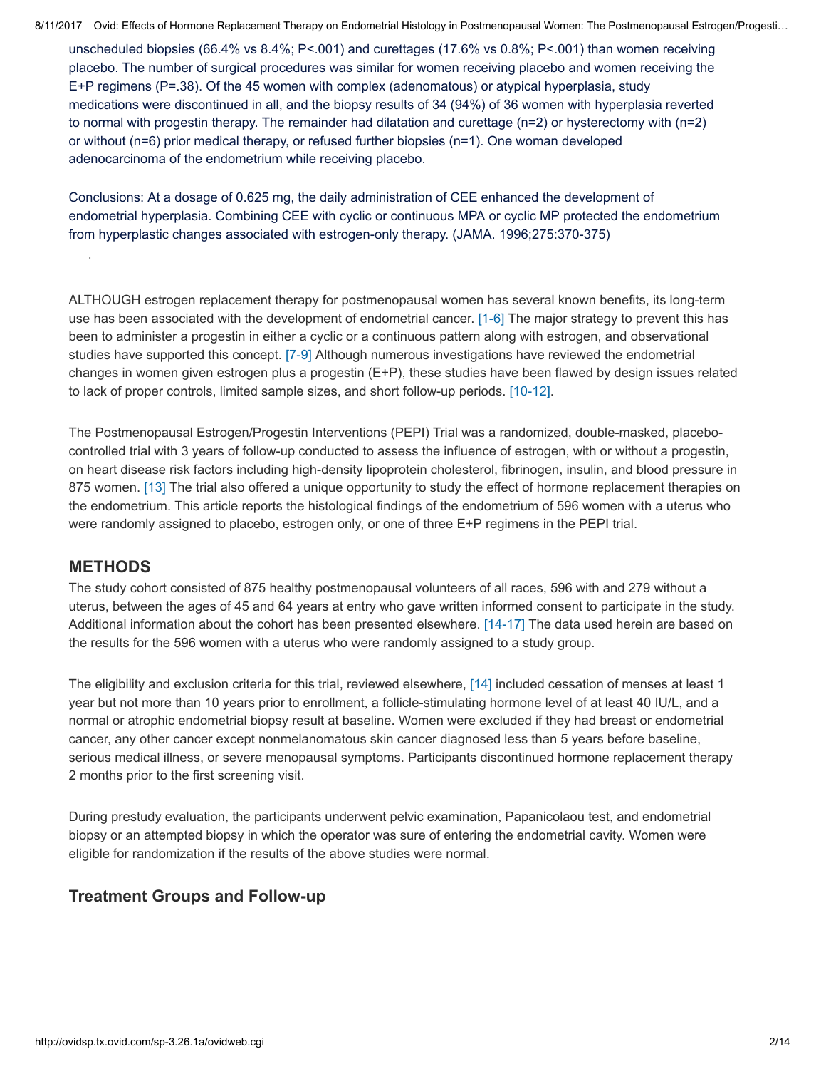unscheduled biopsies (66.4% vs 8.4%; P<.001) and curettages (17.6% vs 0.8%; P<.001) than women receiving placebo. The number of surgical procedures was similar for women receiving placebo and women receiving the E+P regimens (P=.38). Of the 45 women with complex (adenomatous) or atypical hyperplasia, study medications were discontinued in all, and the biopsy results of 34 (94%) of 36 women with hyperplasia reverted to normal with progestin therapy. The remainder had dilatation and curettage (n=2) or hysterectomy with (n=2) or without (n=6) prior medical therapy, or refused further biopsies (n=1). One woman developed adenocarcinoma of the endometrium while receiving placebo.

Conclusions: At a dosage of 0.625 mg, the daily administration of CEE enhanced the development of endometrial hyperplasia. Combining CEE with cyclic or continuous MPA or cyclic MP protected the endometrium from hyperplastic changes associated with estrogen-only therapy. (JAMA. 1996;275:370-375)

ALTHOUGH estrogen replacement therapy for postmenopausal women has several known benefits, its long-term use has been associated with the development of endometrial cancer. [1-6] The major strategy to prevent this has been to administer a progestin in either a cyclic or a continuous pattern along with estrogen, and observational studies have supported this concept. [7-9] Although numerous investigations have reviewed the endometrial changes in women given estrogen plus a progestin (E+P), these studies have been flawed by design issues related to lack of proper controls, limited sample sizes, and short follow-up periods. [10-12].

The Postmenopausal Estrogen/Progestin Interventions (PEPI) Trial was a randomized, double-masked, placebo-controlled trial with 3 years of follow-up conducted to assess the influence of estrogen, with or without a progestin, on heart disease risk factors including high-density lipoprotein cholesterol, fibrinogen, insulin, and blood pressure in 875 women. [13] The trial also offered a unique opportunity to study the effect of hormone replacement therapies on the endometrium. This article reports the histological findings of the endometrium of 596 women with a uterus who were randomly assigned to placebo, estrogen only, or one of three E+P regimens in the PEPI trial.

## METHODS

The study cohort consisted of 875 healthy postmenopausal volunteers of all races, 596 with and 279 without a uterus, between the ages of 45 and 64 years at entry who gave written informed consent to participate in the study. Additional information about the cohort has been presented elsewhere. [14-17] The data used herein are based on the results for the 596 women with a uterus who were randomly assigned to a study group.

The eligibility and exclusion criteria for this trial, reviewed elsewhere, [14] included cessation of menses at least 1 year but not more than 10 years prior to enrollment, a follicle-stimulating hormone level of at least 40 IU/L, and a normal or atrophic endometrial biopsy result at baseline. Women were excluded if they had breast or endometrial cancer, any other cancer except nonmelanomatous skin cancer diagnosed less than 5 years before baseline, serious medical illness, or severe menopausal symptoms. Participants discontinued hormone replacement therapy 2 months prior to the first screening visit.

During prestudy evaluation, the participants underwent pelvic examination, Papanicolaou test, and endometrial biopsy or an attempted biopsy in which the operator was sure of entering the endometrial cavity. Women were eligible for randomization if the results of the above studies were normal.

### Treatment Groups and Follow-up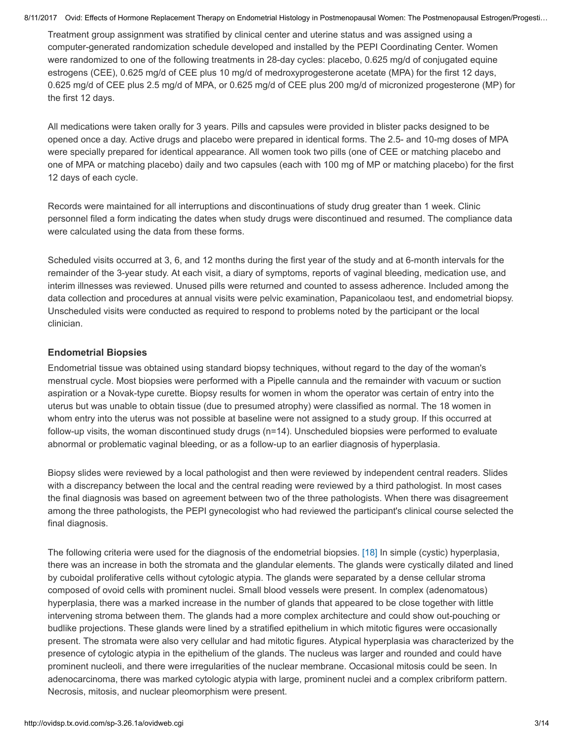Treatment group assignment was stratified by clinical center and uterine status and was assigned using a computer-generated randomization schedule developed and installed by the PEPI Coordinating Center. Women were randomized to one of the following treatments in 28-day cycles: placebo, 0.625 mg/d of conjugated equine estrogens (CEE), 0.625 mg/d of CEE plus 10 mg/d of medroxyprogesterone acetate (MPA) for the first 12 days, 0.625 mg/d of CEE plus 2.5 mg/d of MPA, or 0.625 mg/d of CEE plus 200 mg/d of micronized progesterone (MP) for the first 12 days.

All medications were taken orally for 3 years. Pills and capsules were provided in blister packs designed to be opened once a day. Active drugs and placebo were prepared in identical forms. The 2.5- and 10-mg doses of MPA were specially prepared for identical appearance. All women took two pills (one of CEE or matching placebo and one of MPA or matching placebo) daily and two capsules (each with 100 mg of MP or matching placebo) for the first 12 days of each cycle.

Records were maintained for all interruptions and discontinuations of study drug greater than 1 week. Clinic personnel filed a form indicating the dates when study drugs were discontinued and resumed. The compliance data were calculated using the data from these forms.

Scheduled visits occurred at 3, 6, and 12 months during the first year of the study and at 6-month intervals for the remainder of the 3-year study. At each visit, a diary of symptoms, reports of vaginal bleeding, medication use, and interim illnesses was reviewed. Unused pills were returned and counted to assess adherence. Included among the data collection and procedures at annual visits were pelvic examination, Papanicolaou test, and endometrial biopsy. Unscheduled visits were conducted as required to respond to problems noted by the participant or the local clinician.

### Endometrial Biopsies

Endometrial tissue was obtained using standard biopsy techniques, without regard to the day of the woman's menstrual cycle. Most biopsies were performed with a Pipelle cannula and the remainder with vacuum or suction aspiration or a Novak-type curette. Biopsy results for women in whom the operator was certain of entry into the uterus but was unable to obtain tissue (due to presumed atrophy) were classified as normal. The 18 women in whom entry into the uterus was not possible at baseline were not assigned to a study group. If this occurred at follow-up visits, the woman discontinued study drugs (n=14). Unscheduled biopsies were performed to evaluate abnormal or problematic vaginal bleeding, or as a follow-up to an earlier diagnosis of hyperplasia.

Biopsy slides were reviewed by a local pathologist and then were reviewed by independent central readers. Slides with a discrepancy between the local and the central reading were reviewed by a third pathologist. In most cases the final diagnosis was based on agreement between two of the three pathologists. When there was disagreement among the three pathologists, the PEPI gynecologist who had reviewed the participant's clinical course selected the final diagnosis.

The following criteria were used for the diagnosis of the endometrial biopsies. [18] In simple (cystic) hyperplasia, there was an increase in both the stromata and the glandular elements. The glands were cystically dilated and lined by cuboidal proliferative cells without cytologic atypia. The glands were separated by a dense cellular stroma composed of ovoid cells with prominent nuclei. Small blood vessels were present. In complex (adenomatous) hyperplasia, there was a marked increase in the number of glands that appeared to be close together with little intervening stroma between them. The glands had a more complex architecture and could show out-pouching or budlike projections. These glands were lined by a stratified epithelium in which mitotic figures were occasionally present. The stromata were also very cellular and had mitotic figures. Atypical hyperplasia was characterized by the presence of cytologic atypia in the epithelium of the glands. The nucleus was larger and rounded and could have prominent nucleoli, and there were irregularities of the nuclear membrane. Occasional mitosis could be seen. In adenocarcinoma, there was marked cytologic atypia with large, prominent nuclei and a complex cribriform pattern. Necrosis, mitosis, and nuclear pleomorphism were present.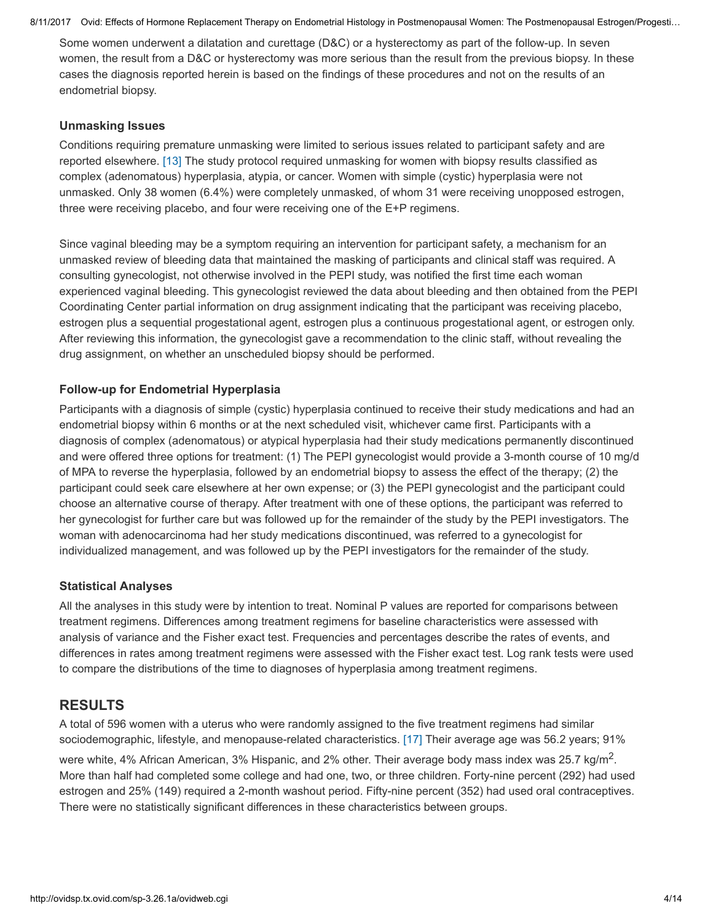Some women underwent a dilatation and curettage (D&C) or a hysterectomy as part of the follow-up. In seven women, the result from a D&C or hysterectomy was more serious than the result from the previous biopsy. In these cases the diagnosis reported herein is based on the findings of these procedures and not on the results of an endometrial biopsy.

### Unmasking Issues

Conditions requiring premature unmasking were limited to serious issues related to participant safety and are reported elsewhere. [13] The study protocol required unmasking for women with biopsy results classified as complex (adenomatous) hyperplasia, atypia, or cancer. Women with simple (cystic) hyperplasia were not unmasked. Only 38 women (6.4%) were completely unmasked, of whom 31 were receiving unopposed estrogen, three were receiving placebo, and four were receiving one of the E+P regimens.

Since vaginal bleeding may be a symptom requiring an intervention for participant safety, a mechanism for an unmasked review of bleeding data that maintained the masking of participants and clinical staff was required. A consulting gynecologist, not otherwise involved in the PEPI study, was notified the first time each woman experienced vaginal bleeding. This gynecologist reviewed the data about bleeding and then obtained from the PEPI Coordinating Center partial information on drug assignment indicating that the participant was receiving placebo, estrogen plus a sequential progestational agent, estrogen plus a continuous progestational agent, or estrogen only. After reviewing this information, the gynecologist gave a recommendation to the clinic staff, without revealing the drug assignment, on whether an unscheduled biopsy should be performed.

### Follow-up for Endometrial Hyperplasia

Participants with a diagnosis of simple (cystic) hyperplasia continued to receive their study medications and had an endometrial biopsy within 6 months or at the next scheduled visit, whichever came first. Participants with a diagnosis of complex (adenomatous) or atypical hyperplasia had their study medications permanently discontinued and were offered three options for treatment: (1) The PEPI gynecologist would provide a 3-month course of 10 mg/d of MPA to reverse the hyperplasia, followed by an endometrial biopsy to assess the effect of the therapy; (2) the participant could seek care elsewhere at her own expense; or (3) the PEPI gynecologist and the participant could choose an alternative course of therapy. After treatment with one of these options, the participant was referred to her gynecologist for further care but was followed up for the remainder of the study by the PEPI investigators. The woman with adenocarcinoma had her study medications discontinued, was referred to a gynecologist for individualized management, and was followed up by the PEPI investigators for the remainder of the study.

### Statistical Analyses

All the analyses in this study were by intention to treat. Nominal P values are reported for comparisons between treatment regimens. Differences among treatment regimens for baseline characteristics were assessed with analysis of variance and the Fisher exact test. Frequencies and percentages describe the rates of events, and differences in rates among treatment regimens were assessed with the Fisher exact test. Log rank tests were used to compare the distributions of the time to diagnoses of hyperplasia among treatment regimens.

## RESULTS

A total of 596 women with a uterus who were randomly assigned to the five treatment regimens had similar sociodemographic, lifestyle, and menopause-related characteristics. [17] Their average age was 56.2 years; 91% were white, 4% African American, 3% Hispanic, and 2% other. Their average body mass index was 25.7 kg/m$^2$. More than half had completed some college and had one, two, or three children. Forty-nine percent (292) had used estrogen and 25% (149) required a 2-month washout period. Fifty-nine percent (352) had used oral contraceptives. There were no statistically significant differences in these characteristics between groups.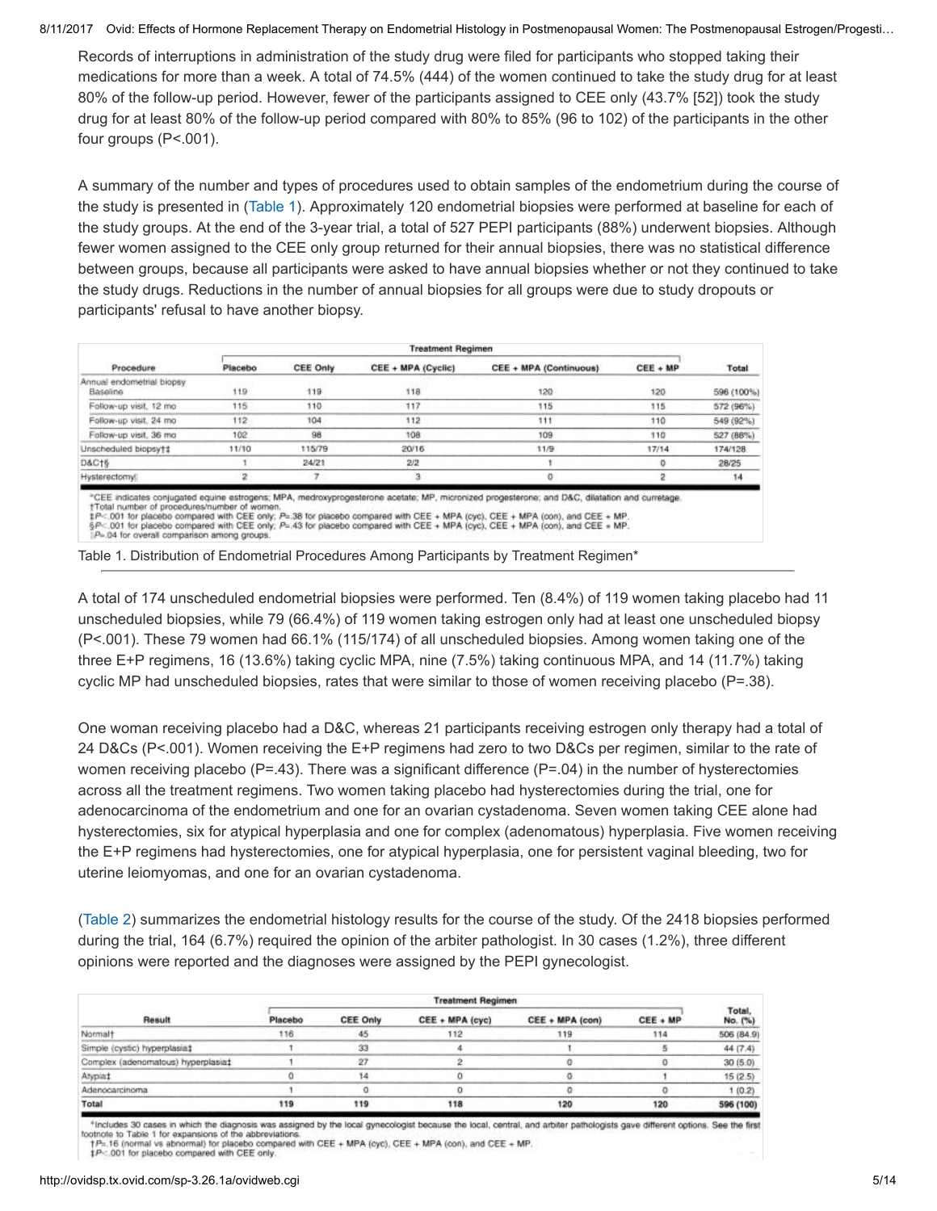Records of interruptions in administration of the study drug were filed for participants who stopped taking their medications for more than a week. A total of 74.5% (444) of the women continued to take the study drug for at least 80% of the follow-up period. However, fewer of the participants assigned to CEE only (43.7% [52]) took the study drug for at least 80% of the follow-up period compared with 80% to 85% (96 to 102) of the participants in the other four groups (P<.001).

A summary of the number and types of procedures used to obtain samples of the endometrium during the course of the study is presented in (Table 1). Approximately 120 endometrial biopsies were performed at baseline for each of the study groups. At the end of the 3-year trial, a total of 527 PEPI participants (88%) underwent biopsies. Although fewer women assigned to the CEE only group returned for their annual biopsies, there was no statistical difference between groups, because all participants were asked to have annual biopsies whether or not they continued to take the study drugs. Reductions in the number of annual biopsies for all groups were due to study dropouts or participants' refusal to have another biopsy.

| Procedure | Treatment Regimen | | | | | Total |
|---|---|---|---|---|---|---|
| | Placebo | CEE Only | CEE + MPA (Cyclic) | CEE + MPA (Continuous) | CEE + MP | |
| Annual endometrial biopsy | | | | | | |
| Baseline | 119 | 119 | 118 | 120 | 120 | 596 (100%) |
| Follow-up visit, 12 mo | 115 | 110 | 117 | 115 | 115 | 572 (96%) |
| Follow-up visit, 24 mo | 112 | 104 | 112 | 111 | 110 | 549 (92%) |
| Follow-up visit, 36 mo | 102 | 98 | 108 | 109 | 110 | 527 (88%) |
| Unscheduled biopsy†‡ | 11/10 | 115/79 | 20/16 | 11/9 | 17/14 | 174/128 |
| D&C†§ | 1 | 24/21 | 2/2 | 1 | 0 | 28/25 |
| Hysterectomy‖ | 2 | 7 | 3 | 0 | 2 | 14 |

*CEE indicates conjugated equine estrogens; MPA, medroxyprogesterone acetate; MP, micronized progesterone; and D&C, dilatation and curretage.
†Total number of procedures/number of women.
‡P<.001 for placebo compared with CEE only; P=.38 for placebo compared with CEE + MPA (cyc), CEE + MPA (con), and CEE + MP.
§P<.001 for placebo compared with CEE only; P=.43 for placebo compared with CEE + MPA (cyc), CEE + MPA (con), and CEE + MP.
‖P=.04 for overall comparison among groups.

Table 1. Distribution of Endometrial Procedures Among Participants by Treatment Regimen*

A total of 174 unscheduled endometrial biopsies were performed. Ten (8.4%) of 119 women taking placebo had 11 unscheduled biopsies, while 79 (66.4%) of 119 women taking estrogen only had at least one unscheduled biopsy (P<.001). These 79 women had 66.1% (115/174) of all unscheduled biopsies. Among women taking one of the three E+P regimens, 16 (13.6%) taking cyclic MPA, nine (7.5%) taking continuous MPA, and 14 (11.7%) taking cyclic MP had unscheduled biopsies, rates that were similar to those of women receiving placebo (P=.38).

One woman receiving placebo had a D&C, whereas 21 participants receiving estrogen only therapy had a total of 24 D&Cs (P<.001). Women receiving the E+P regimens had zero to two D&Cs per regimen, similar to the rate of women receiving placebo (P=.43). There was a significant difference (P=.04) in the number of hysterectomies across all the treatment regimens. Two women taking placebo had hysterectomies during the trial, one for adenocarcinoma of the endometrium and one for an ovarian cystadenoma. Seven women taking CEE alone had hysterectomies, six for atypical hyperplasia and one for complex (adenomatous) hyperplasia. Five women receiving the E+P regimens had hysterectomies, one for atypical hyperplasia, one for persistent vaginal bleeding, two for uterine leiomyomas, and one for an ovarian cystadenoma.

(Table 2) summarizes the endometrial histology results for the course of the study. Of the 2418 biopsies performed during the trial, 164 (6.7%) required the opinion of the arbiter pathologist. In 30 cases (1.2%), three different opinions were reported and the diagnoses were assigned by the PEPI gynecologist.

| Result | Treatment Regimen | | | | | Total, No. (%) |
|---|---|---|---|---|---|---|
| | Placebo | CEE Only | CEE + MPA (cyc) | CEE + MPA (con) | CEE + MP | |
| Normal† | 116 | 45 | 112 | 119 | 114 | 506 (84.9) |
| Simple (cystic) hyperplasia‡ | 1 | 33 | 4 | 1 | 5 | 44 (7.4) |
| Complex (adenomatous) hyperplasia‡ | 1 | 27 | 2 | 0 | 0 | 30 (5.0) |
| Atypia‡ | 0 | 14 | 0 | 0 | 1 | 15 (2.5) |
| Adenocarcinoma | 1 | 0 | 0 | 0 | 0 | 1 (0.2) |
| Total | 119 | 119 | 118 | 120 | 120 | 596 (100) |

*Includes 30 cases in which the diagnosis was assigned by the local gynecologist because the local, central, and arbiter pathologists gave different options. See the first footnote to Table 1 for expansions of the abbreviations.
†P=.16 (normal vs abnormal) for placebo compared with CEE + MPA (cyc), CEE + MPA (con), and CEE + MP.
‡P<.001 for placebo compared with CEE only.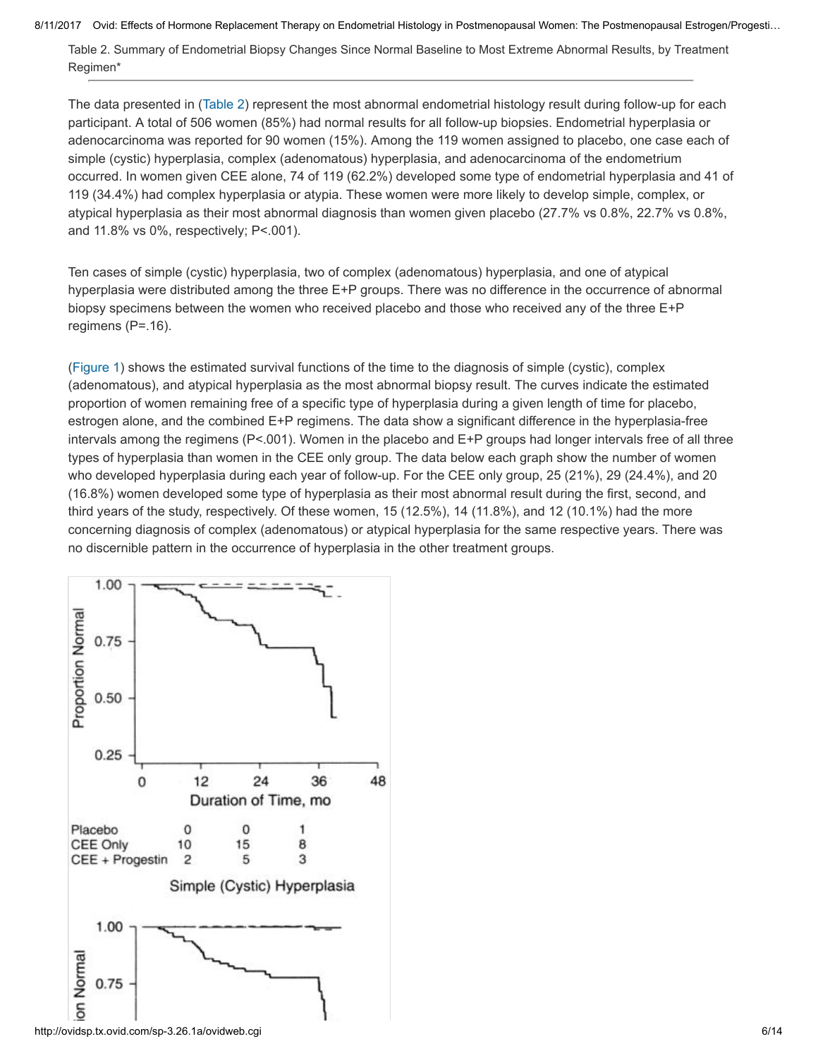Table 2. Summary of Endometrial Biopsy Changes Since Normal Baseline to Most Extreme Abnormal Results, by Treatment Regimen*

The data presented in (Table 2) represent the most abnormal endometrial histology result during follow-up for each participant. A total of 506 women (85%) had normal results for all follow-up biopsies. Endometrial hyperplasia or adenocarcinoma was reported for 90 women (15%). Among the 119 women assigned to placebo, one case each of simple (cystic) hyperplasia, complex (adenomatous) hyperplasia, and adenocarcinoma of the endometrium occurred. In women given CEE alone, 74 of 119 (62.2%) developed some type of endometrial hyperplasia and 41 of 119 (34.4%) had complex hyperplasia or atypia. These women were more likely to develop simple, complex, or atypical hyperplasia as their most abnormal diagnosis than women given placebo (27.7% vs 0.8%, 22.7% vs 0.8%, and 11.8% vs 0%, respectively; P<.001).

Ten cases of simple (cystic) hyperplasia, two of complex (adenomatous) hyperplasia, and one of atypical hyperplasia were distributed among the three E+P groups. There was no difference in the occurrence of abnormal biopsy specimens between the women who received placebo and those who received any of the three E+P regimens (P=.16).

(Figure 1) shows the estimated survival functions of the time to the diagnosis of simple (cystic), complex (adenomatous), and atypical hyperplasia as the most abnormal biopsy result. The curves indicate the estimated proportion of women remaining free of a specific type of hyperplasia during a given length of time for placebo, estrogen alone, and the combined E+P regimens. The data show a significant difference in the hyperplasia-free intervals among the regimens (P<.001). Women in the placebo and E+P groups had longer intervals free of all three types of hyperplasia than women in the CEE only group. The data below each graph show the number of women who developed hyperplasia during each year of follow-up. For the CEE only group, 25 (21%), 29 (24.4%), and 20 (16.8%) women developed some type of hyperplasia as their most abnormal result during the first, second, and third years of the study, respectively. Of these women, 15 (12.5%), 14 (11.8%), and 12 (10.1%) had the more concerning diagnosis of complex (adenomatous) or atypical hyperplasia for the same respective years. There was no discernible pattern in the occurrence of hyperplasia in the other treatment groups.

| | 12 | 24 | 36 |
|---|---|---|---|
| Placebo | 0 | 0 | 1 |
| CEE Only | 10 | 15 | 8 |
| CEE + Progestin | 2 | 5 | 3 |

Simple (Cystic) Hyperplasia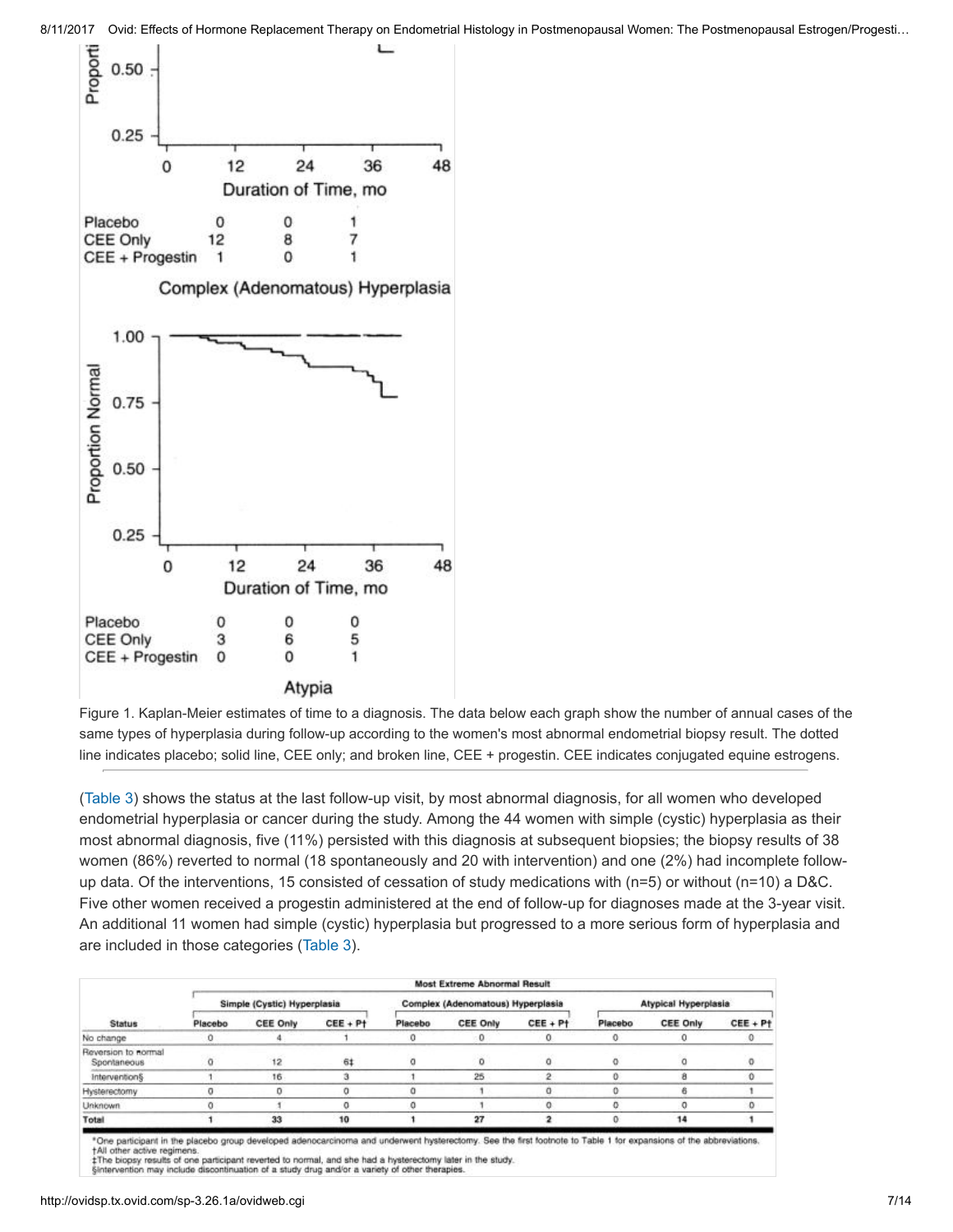| | 12 | 24 | 36 |
|---|---|---|---|
| Placebo | 0 | 0 | 1 |
| CEE Only | 12 | 8 | 7 |
| CEE + Progestin | 1 | 0 | 1 |

Complex (Adenomatous) Hyperplasia

| | 12 | 24 | 36 |
|---|---|---|---|
| Placebo | 0 | 0 | 0 |
| CEE Only | 3 | 6 | 5 |
| CEE + Progestin | 0 | 0 | 1 |

Atypia

Figure 1. Kaplan-Meier estimates of time to a diagnosis. The data below each graph show the number of annual cases of the same types of hyperplasia during follow-up according to the women's most abnormal endometrial biopsy result. The dotted line indicates placebo; solid line, CEE only; and broken line, CEE + progestin. CEE indicates conjugated equine estrogens.

(Table 3) shows the status at the last follow-up visit, by most abnormal diagnosis, for all women who developed endometrial hyperplasia or cancer during the study. Among the 44 women with simple (cystic) hyperplasia as their most abnormal diagnosis, five (11%) persisted with this diagnosis at subsequent biopsies; the biopsy results of 38 women (86%) reverted to normal (18 spontaneously and 20 with intervention) and one (2%) had incomplete follow-up data. Of the interventions, 15 consisted of cessation of study medications with (n=5) or without (n=10) a D&C. Five other women received a progestin administered at the end of follow-up for diagnoses made at the 3-year visit. An additional 11 women had simple (cystic) hyperplasia but progressed to a more serious form of hyperplasia and are included in those categories (Table 3).

| | Most Extreme Abnormal Result | | | | | | | | |
|---|---|---|---|---|---|---|---|---|---|
| | Simple (Cystic) Hyperplasia | | | Complex (Adenomatous) Hyperplasia | | | Atypical Hyperplasia | | |
| Status | Placebo | CEE Only | CEE + P† | Placebo | CEE Only | CEE + P† | Placebo | CEE Only | CEE + P† |
| No change | 0 | 4 | 1 | 0 | 0 | 0 | 0 | 0 | 0 |
| Reversion to normal | | | | | | | | | |
| Spontaneous | 0 | 12 | 6‡ | 0 | 0 | 0 | 0 | 0 | 0 |
| Intervention§ | 1 | 16 | 3 | 1 | 25 | 2 | 0 | 8 | 0 |
| Hysterectomy | 0 | 0 | 0 | 0 | 1 | 0 | 0 | 6 | 1 |
| Unknown | 0 | 1 | 0 | 0 | 1 | 0 | 0 | 0 | 0 |
| Total | 1 | 33 | 10 | 1 | 27 | 2 | 0 | 14 | 1 |

*One participant in the placebo group developed adenocarcinoma and underwent hysterectomy. See the first footnote to Table 1 for expansions of the abbreviations.
†All other active regimens.
‡The biopsy results of one participant reverted to normal, and she had a hysterectomy later in the study.
§Intervention may include discontinuation of a study drug and/or a variety of other therapies.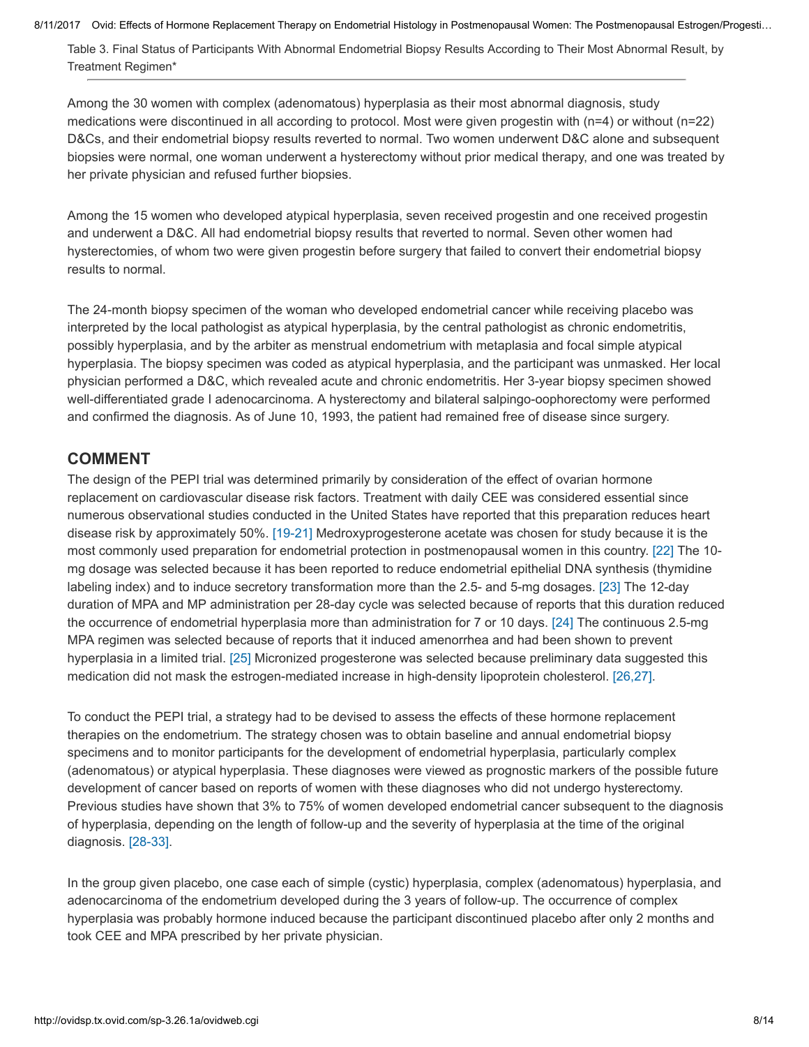Table 3. Final Status of Participants With Abnormal Endometrial Biopsy Results According to Their Most Abnormal Result, by Treatment Regimen*

Among the 30 women with complex (adenomatous) hyperplasia as their most abnormal diagnosis, study medications were discontinued in all according to protocol. Most were given progestin with (n=4) or without (n=22) D&Cs, and their endometrial biopsy results reverted to normal. Two women underwent D&C alone and subsequent biopsies were normal, one woman underwent a hysterectomy without prior medical therapy, and one was treated by her private physician and refused further biopsies.

Among the 15 women who developed atypical hyperplasia, seven received progestin and one received progestin and underwent a D&C. All had endometrial biopsy results that reverted to normal. Seven other women had hysterectomies, of whom two were given progestin before surgery that failed to convert their endometrial biopsy results to normal.

The 24-month biopsy specimen of the woman who developed endometrial cancer while receiving placebo was interpreted by the local pathologist as atypical hyperplasia, by the central pathologist as chronic endometritis, possibly hyperplasia, and by the arbiter as menstrual endometrium with metaplasia and focal simple atypical hyperplasia. The biopsy specimen was coded as atypical hyperplasia, and the participant was unmasked. Her local physician performed a D&C, which revealed acute and chronic endometritis. Her 3-year biopsy specimen showed well-differentiated grade I adenocarcinoma. A hysterectomy and bilateral salpingo-oophorectomy were performed and confirmed the diagnosis. As of June 10, 1993, the patient had remained free of disease since surgery.

## COMMENT

The design of the PEPI trial was determined primarily by consideration of the effect of ovarian hormone replacement on cardiovascular disease risk factors. Treatment with daily CEE was considered essential since numerous observational studies conducted in the United States have reported that this preparation reduces heart disease risk by approximately 50%. [19-21] Medroxyprogesterone acetate was chosen for study because it is the most commonly used preparation for endometrial protection in postmenopausal women in this country. [22] The 10-mg dosage was selected because it has been reported to reduce endometrial epithelial DNA synthesis (thymidine labeling index) and to induce secretory transformation more than the 2.5- and 5-mg dosages. [23] The 12-day duration of MPA and MP administration per 28-day cycle was selected because of reports that this duration reduced the occurrence of endometrial hyperplasia more than administration for 7 or 10 days. [24] The continuous 2.5-mg MPA regimen was selected because of reports that it induced amenorrhea and had been shown to prevent hyperplasia in a limited trial. [25] Micronized progesterone was selected because preliminary data suggested this medication did not mask the estrogen-mediated increase in high-density lipoprotein cholesterol. [26,27].

To conduct the PEPI trial, a strategy had to be devised to assess the effects of these hormone replacement therapies on the endometrium. The strategy chosen was to obtain baseline and annual endometrial biopsy specimens and to monitor participants for the development of endometrial hyperplasia, particularly complex (adenomatous) or atypical hyperplasia. These diagnoses were viewed as prognostic markers of the possible future development of cancer based on reports of women with these diagnoses who did not undergo hysterectomy. Previous studies have shown that 3% to 75% of women developed endometrial cancer subsequent to the diagnosis of hyperplasia, depending on the length of follow-up and the severity of hyperplasia at the time of the original diagnosis. [28-33].

In the group given placebo, one case each of simple (cystic) hyperplasia, complex (adenomatous) hyperplasia, and adenocarcinoma of the endometrium developed during the 3 years of follow-up. The occurrence of complex hyperplasia was probably hormone induced because the participant discontinued placebo after only 2 months and took CEE and MPA prescribed by her private physician.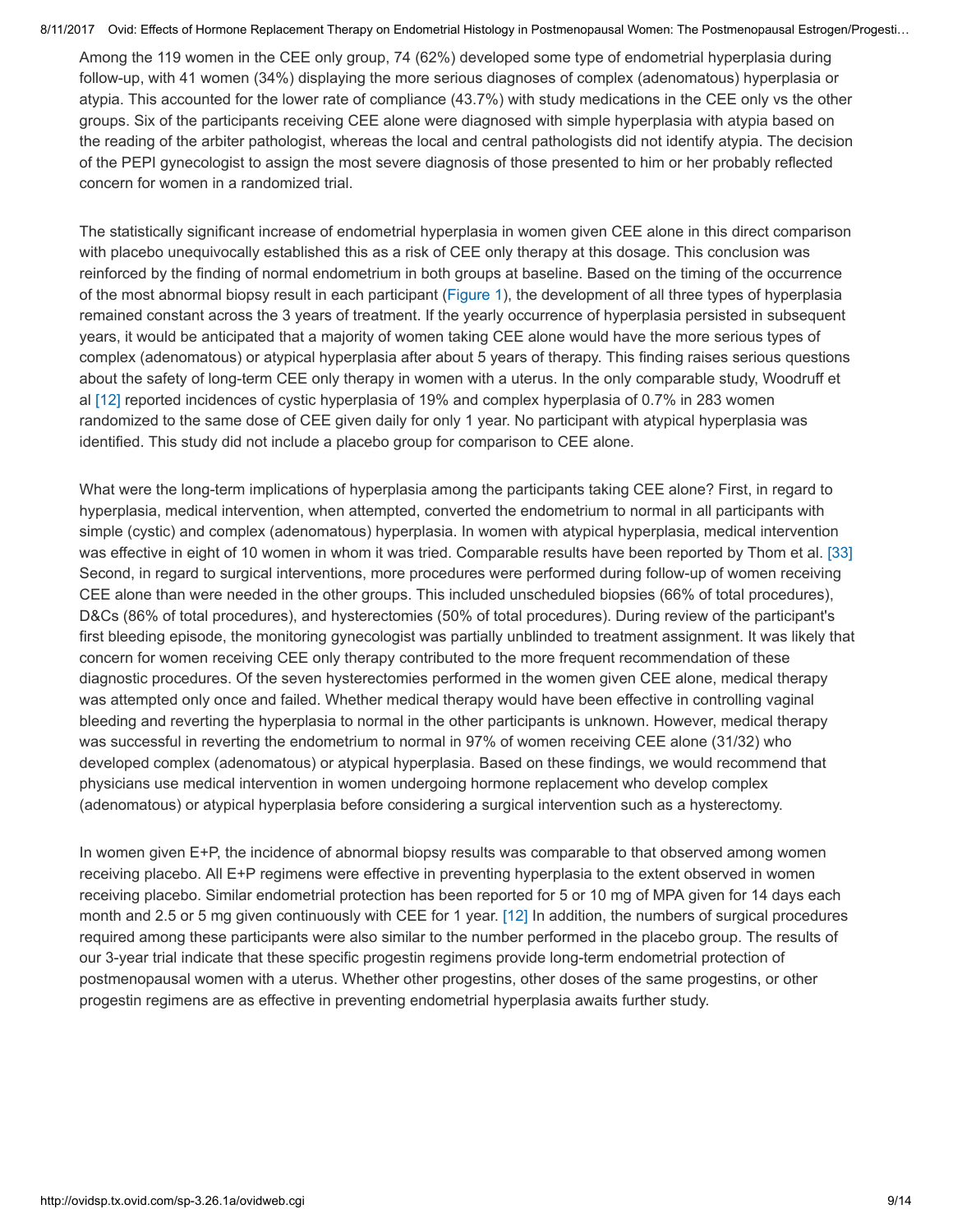Among the 119 women in the CEE only group, 74 (62%) developed some type of endometrial hyperplasia during follow-up, with 41 women (34%) displaying the more serious diagnoses of complex (adenomatous) hyperplasia or atypia. This accounted for the lower rate of compliance (43.7%) with study medications in the CEE only vs the other groups. Six of the participants receiving CEE alone were diagnosed with simple hyperplasia with atypia based on the reading of the arbiter pathologist, whereas the local and central pathologists did not identify atypia. The decision of the PEPI gynecologist to assign the most severe diagnosis of those presented to him or her probably reflected concern for women in a randomized trial.

The statistically significant increase of endometrial hyperplasia in women given CEE alone in this direct comparison with placebo unequivocally established this as a risk of CEE only therapy at this dosage. This conclusion was reinforced by the finding of normal endometrium in both groups at baseline. Based on the timing of the occurrence of the most abnormal biopsy result in each participant (Figure 1), the development of all three types of hyperplasia remained constant across the 3 years of treatment. If the yearly occurrence of hyperplasia persisted in subsequent years, it would be anticipated that a majority of women taking CEE alone would have the more serious types of complex (adenomatous) or atypical hyperplasia after about 5 years of therapy. This finding raises serious questions about the safety of long-term CEE only therapy in women with a uterus. In the only comparable study, Woodruff et al [12] reported incidences of cystic hyperplasia of 19% and complex hyperplasia of 0.7% in 283 women randomized to the same dose of CEE given daily for only 1 year. No participant with atypical hyperplasia was identified. This study did not include a placebo group for comparison to CEE alone.

What were the long-term implications of hyperplasia among the participants taking CEE alone? First, in regard to hyperplasia, medical intervention, when attempted, converted the endometrium to normal in all participants with simple (cystic) and complex (adenomatous) hyperplasia. In women with atypical hyperplasia, medical intervention was effective in eight of 10 women in whom it was tried. Comparable results have been reported by Thom et al. [33] Second, in regard to surgical interventions, more procedures were performed during follow-up of women receiving CEE alone than were needed in the other groups. This included unscheduled biopsies (66% of total procedures), D&Cs (86% of total procedures), and hysterectomies (50% of total procedures). During review of the participant's first bleeding episode, the monitoring gynecologist was partially unblinded to treatment assignment. It was likely that concern for women receiving CEE only therapy contributed to the more frequent recommendation of these diagnostic procedures. Of the seven hysterectomies performed in the women given CEE alone, medical therapy was attempted only once and failed. Whether medical therapy would have been effective in controlling vaginal bleeding and reverting the hyperplasia to normal in the other participants is unknown. However, medical therapy was successful in reverting the endometrium to normal in 97% of women receiving CEE alone (31/32) who developed complex (adenomatous) or atypical hyperplasia. Based on these findings, we would recommend that physicians use medical intervention in women undergoing hormone replacement who develop complex (adenomatous) or atypical hyperplasia before considering a surgical intervention such as a hysterectomy.

In women given E+P, the incidence of abnormal biopsy results was comparable to that observed among women receiving placebo. All E+P regimens were effective in preventing hyperplasia to the extent observed in women receiving placebo. Similar endometrial protection has been reported for 5 or 10 mg of MPA given for 14 days each month and 2.5 or 5 mg given continuously with CEE for 1 year. [12] In addition, the numbers of surgical procedures required among these participants were also similar to the number performed in the placebo group. The results of our 3-year trial indicate that these specific progestin regimens provide long-term endometrial protection of postmenopausal women with a uterus. Whether other progestins, other doses of the same progestins, or other progestin regimens are as effective in preventing endometrial hyperplasia awaits further study.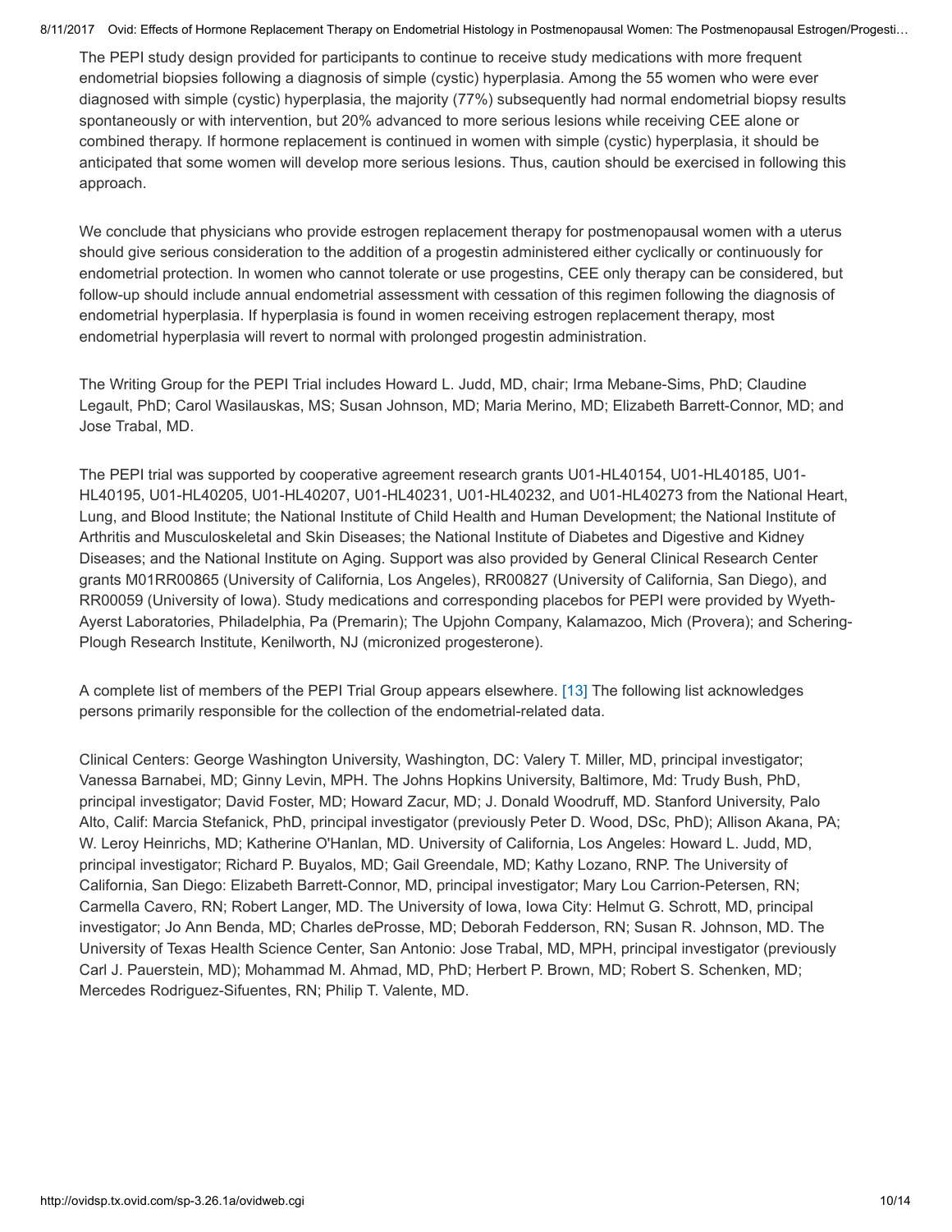The PEPI study design provided for participants to continue to receive study medications with more frequent endometrial biopsies following a diagnosis of simple (cystic) hyperplasia. Among the 55 women who were ever diagnosed with simple (cystic) hyperplasia, the majority (77%) subsequently had normal endometrial biopsy results spontaneously or with intervention, but 20% advanced to more serious lesions while receiving CEE alone or combined therapy. If hormone replacement is continued in women with simple (cystic) hyperplasia, it should be anticipated that some women will develop more serious lesions. Thus, caution should be exercised in following this approach.

We conclude that physicians who provide estrogen replacement therapy for postmenopausal women with a uterus should give serious consideration to the addition of a progestin administered either cyclically or continuously for endometrial protection. In women who cannot tolerate or use progestins, CEE only therapy can be considered, but follow-up should include annual endometrial assessment with cessation of this regimen following the diagnosis of endometrial hyperplasia. If hyperplasia is found in women receiving estrogen replacement therapy, most endometrial hyperplasia will revert to normal with prolonged progestin administration.

The Writing Group for the PEPI Trial includes Howard L. Judd, MD, chair; Irma Mebane-Sims, PhD; Claudine Legault, PhD; Carol Wasilauskas, MS; Susan Johnson, MD; Maria Merino, MD; Elizabeth Barrett-Connor, MD; and Jose Trabal, MD.

The PEPI trial was supported by cooperative agreement research grants U01-HL40154, U01-HL40185, U01-HL40195, U01-HL40205, U01-HL40207, U01-HL40231, U01-HL40232, and U01-HL40273 from the National Heart, Lung, and Blood Institute; the National Institute of Child Health and Human Development; the National Institute of Arthritis and Musculoskeletal and Skin Diseases; the National Institute of Diabetes and Digestive and Kidney Diseases; and the National Institute on Aging. Support was also provided by General Clinical Research Center grants M01RR00865 (University of California, Los Angeles), RR00827 (University of California, San Diego), and RR00059 (University of Iowa). Study medications and corresponding placebos for PEPI were provided by Wyeth-Ayerst Laboratories, Philadelphia, Pa (Premarin); The Upjohn Company, Kalamazoo, Mich (Provera); and Schering-Plough Research Institute, Kenilworth, NJ (micronized progesterone).

A complete list of members of the PEPI Trial Group appears elsewhere. [13] The following list acknowledges persons primarily responsible for the collection of the endometrial-related data.

Clinical Centers: George Washington University, Washington, DC: Valery T. Miller, MD, principal investigator; Vanessa Barnabei, MD; Ginny Levin, MPH. The Johns Hopkins University, Baltimore, Md: Trudy Bush, PhD, principal investigator; David Foster, MD; Howard Zacur, MD; J. Donald Woodruff, MD. Stanford University, Palo Alto, Calif: Marcia Stefanick, PhD, principal investigator (previously Peter D. Wood, DSc, PhD); Allison Akana, PA; W. Leroy Heinrichs, MD; Katherine O'Hanlan, MD. University of California, Los Angeles: Howard L. Judd, MD, principal investigator; Richard P. Buyalos, MD; Gail Greendale, MD; Kathy Lozano, RNP. The University of California, San Diego: Elizabeth Barrett-Connor, MD, principal investigator; Mary Lou Carrion-Petersen, RN; Carmella Cavero, RN; Robert Langer, MD. The University of Iowa, Iowa City: Helmut G. Schrott, MD, principal investigator; Jo Ann Benda, MD; Charles deProsse, MD; Deborah Fedderson, RN; Susan R. Johnson, MD. The University of Texas Health Science Center, San Antonio: Jose Trabal, MD, MPH, principal investigator (previously Carl J. Pauerstein, MD); Mohammad M. Ahmad, MD, PhD; Herbert P. Brown, MD; Robert S. Schenken, MD; Mercedes Rodriguez-Sifuentes, RN; Philip T. Valente, MD.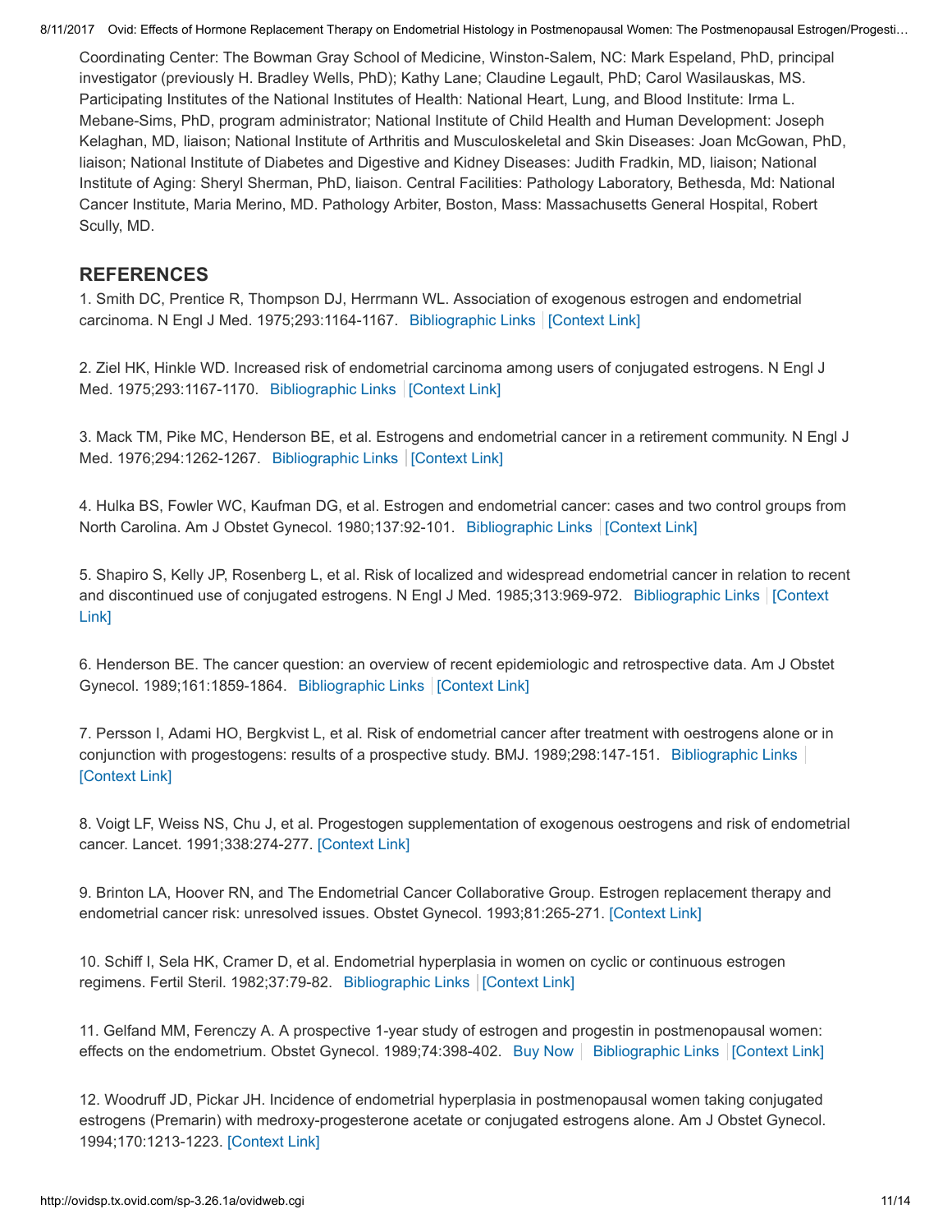Coordinating Center: The Bowman Gray School of Medicine, Winston-Salem, NC: Mark Espeland, PhD, principal investigator (previously H. Bradley Wells, PhD); Kathy Lane; Claudine Legault, PhD; Carol Wasilauskas, MS. Participating Institutes of the National Institutes of Health: National Heart, Lung, and Blood Institute: Irma L. Mebane-Sims, PhD, program administrator; National Institute of Child Health and Human Development: Joseph Kelaghan, MD, liaison; National Institute of Arthritis and Musculoskeletal and Skin Diseases: Joan McGowan, PhD, liaison; National Institute of Diabetes and Digestive and Kidney Diseases: Judith Fradkin, MD, liaison; National Institute of Aging: Sheryl Sherman, PhD, liaison. Central Facilities: Pathology Laboratory, Bethesda, Md: National Cancer Institute, Maria Merino, MD. Pathology Arbiter, Boston, Mass: Massachusetts General Hospital, Robert Scully, MD.

## REFERENCES

1. Smith DC, Prentice R, Thompson DJ, Herrmann WL. Association of exogenous estrogen and endometrial carcinoma. N Engl J Med. 1975;293:1164-1167. Bibliographic Links | [Context Link]

2. Ziel HK, Hinkle WD. Increased risk of endometrial carcinoma among users of conjugated estrogens. N Engl J Med. 1975;293:1167-1170. Bibliographic Links | [Context Link]

3. Mack TM, Pike MC, Henderson BE, et al. Estrogens and endometrial cancer in a retirement community. N Engl J Med. 1976;294:1262-1267. Bibliographic Links | [Context Link]

4. Hulka BS, Fowler WC, Kaufman DG, et al. Estrogen and endometrial cancer: cases and two control groups from North Carolina. Am J Obstet Gynecol. 1980;137:92-101. Bibliographic Links | [Context Link]

5. Shapiro S, Kelly JP, Rosenberg L, et al. Risk of localized and widespread endometrial cancer in relation to recent and discontinued use of conjugated estrogens. N Engl J Med. 1985;313:969-972. Bibliographic Links | [Context Link]

6. Henderson BE. The cancer question: an overview of recent epidemiologic and retrospective data. Am J Obstet Gynecol. 1989;161:1859-1864. Bibliographic Links | [Context Link]

7. Persson I, Adami HO, Bergkvist L, et al. Risk of endometrial cancer after treatment with oestrogens alone or in conjunction with progestogens: results of a prospective study. BMJ. 1989;298:147-151. Bibliographic Links | [Context Link]

8. Voigt LF, Weiss NS, Chu J, et al. Progestogen supplementation of exogenous oestrogens and risk of endometrial cancer. Lancet. 1991;338:274-277. [Context Link]

9. Brinton LA, Hoover RN, and The Endometrial Cancer Collaborative Group. Estrogen replacement therapy and endometrial cancer risk: unresolved issues. Obstet Gynecol. 1993;81:265-271. [Context Link]

10. Schiff I, Sela HK, Cramer D, et al. Endometrial hyperplasia in women on cyclic or continuous estrogen regimens. Fertil Steril. 1982;37:79-82. Bibliographic Links | [Context Link]

11. Gelfand MM, Ferenczy A. A prospective 1-year study of estrogen and progestin in postmenopausal women: effects on the endometrium. Obstet Gynecol. 1989;74:398-402. Buy Now | Bibliographic Links | [Context Link]

12. Woodruff JD, Pickar JH. Incidence of endometrial hyperplasia in postmenopausal women taking conjugated estrogens (Premarin) with medroxy-progesterone acetate or conjugated estrogens alone. Am J Obstet Gynecol. 1994;170:1213-1223. [Context Link]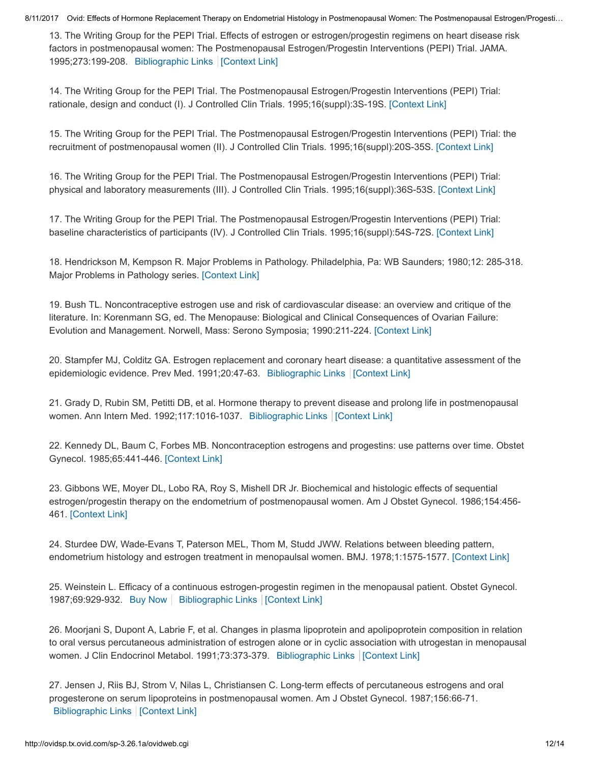13. The Writing Group for the PEPI Trial. Effects of estrogen or estrogen/progestin regimens on heart disease risk factors in postmenopausal women: The Postmenopausal Estrogen/Progestin Interventions (PEPI) Trial. JAMA. 1995;273:199-208. Bibliographic Links [Context Link]

14. The Writing Group for the PEPI Trial. The Postmenopausal Estrogen/Progestin Interventions (PEPI) Trial: rationale, design and conduct (I). J Controlled Clin Trials. 1995;16(suppl):3S-19S. [Context Link]

15. The Writing Group for the PEPI Trial. The Postmenopausal Estrogen/Progestin Interventions (PEPI) Trial: the recruitment of postmenopausal women (II). J Controlled Clin Trials. 1995;16(suppl):20S-35S. [Context Link]

16. The Writing Group for the PEPI Trial. The Postmenopausal Estrogen/Progestin Interventions (PEPI) Trial: physical and laboratory measurements (III). J Controlled Clin Trials. 1995;16(suppl):36S-53S. [Context Link]

17. The Writing Group for the PEPI Trial. The Postmenopausal Estrogen/Progestin Interventions (PEPI) Trial: baseline characteristics of participants (IV). J Controlled Clin Trials. 1995;16(suppl):54S-72S. [Context Link]

18. Hendrickson M, Kempson R. Major Problems in Pathology. Philadelphia, Pa: WB Saunders; 1980;12: 285-318. Major Problems in Pathology series. [Context Link]

19. Bush TL. Noncontraceptive estrogen use and risk of cardiovascular disease: an overview and critique of the literature. In: Korenmann SG, ed. The Menopause: Biological and Clinical Consequences of Ovarian Failure: Evolution and Management. Norwell, Mass: Serono Symposia; 1990:211-224. [Context Link]

20. Stampfer MJ, Colditz GA. Estrogen replacement and coronary heart disease: a quantitative assessment of the epidemiologic evidence. Prev Med. 1991;20:47-63. Bibliographic Links [Context Link]

21. Grady D, Rubin SM, Petitti DB, et al. Hormone therapy to prevent disease and prolong life in postmenopausal women. Ann Intern Med. 1992;117:1016-1037. Bibliographic Links [Context Link]

22. Kennedy DL, Baum C, Forbes MB. Noncontraception estrogens and progestins: use patterns over time. Obstet Gynecol. 1985;65:441-446. [Context Link]

23. Gibbons WE, Moyer DL, Lobo RA, Roy S, Mishell DR Jr. Biochemical and histologic effects of sequential estrogen/progestin therapy on the endometrium of postmenopausal women. Am J Obstet Gynecol. 1986;154:456-461. [Context Link]

24. Sturdee DW, Wade-Evans T, Paterson MEL, Thom M, Studd JWW. Relations between bleeding pattern, endometrium histology and estrogen treatment in menopaulsal women. BMJ. 1978;1:1575-1577. [Context Link]

25. Weinstein L. Efficacy of a continuous estrogen-progestin regimen in the menopausal patient. Obstet Gynecol. 1987;69:929-932. Buy Now Bibliographic Links [Context Link]

26. Moorjani S, Dupont A, Labrie F, et al. Changes in plasma lipoprotein and apolipoprotein composition in relation to oral versus percutaneous administration of estrogen alone or in cyclic association with utrogestan in menopausal women. J Clin Endocrinol Metabol. 1991;73:373-379. Bibliographic Links [Context Link]

27. Jensen J, Riis BJ, Strom V, Nilas L, Christiansen C. Long-term effects of percutaneous estrogens and oral progesterone on serum lipoproteins in postmenopausal women. Am J Obstet Gynecol. 1987;156:66-71. Bibliographic Links [Context Link]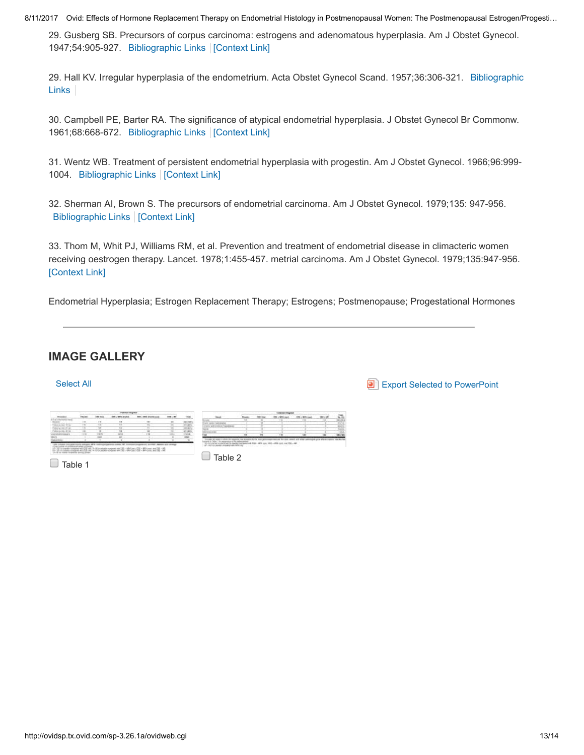29. Gusberg SB. Precursors of corpus carcinoma: estrogens and adenomatous hyperplasia. Am J Obstet Gynecol. 1947;54:905-927. Bibliographic Links [Context Link]

29. Hall KV. Irregular hyperplasia of the endometrium. Acta Obstet Gynecol Scand. 1957;36:306-321. Bibliographic Links

30. Campbell PE, Barter RA. The significance of atypical endometrial hyperplasia. J Obstet Gynecol Br Commonw. 1961;68:668-672. Bibliographic Links [Context Link]

31. Wentz WB. Treatment of persistent endometrial hyperplasia with progestin. Am J Obstet Gynecol. 1966;96:999-1004. Bibliographic Links [Context Link]

32. Sherman AI, Brown S. The precursors of endometrial carcinoma. Am J Obstet Gynecol. 1979;135: 947-956. Bibliographic Links [Context Link]

33. Thom M, Whit PJ, Williams RM, et al. Prevention and treatment of endometrial disease in climacteric women receiving oestrogen therapy. Lancet. 1978;1:455-457. metrial carcinoma. Am J Obstet Gynecol. 1979;135:947-956. [Context Link]

Endometrial Hyperplasia; Estrogen Replacement Therapy; Estrogens; Postmenopause; Progestational Hormones

---

## IMAGE GALLERY

Select All

Export Selected to PowerPoint

Table 1

Table 2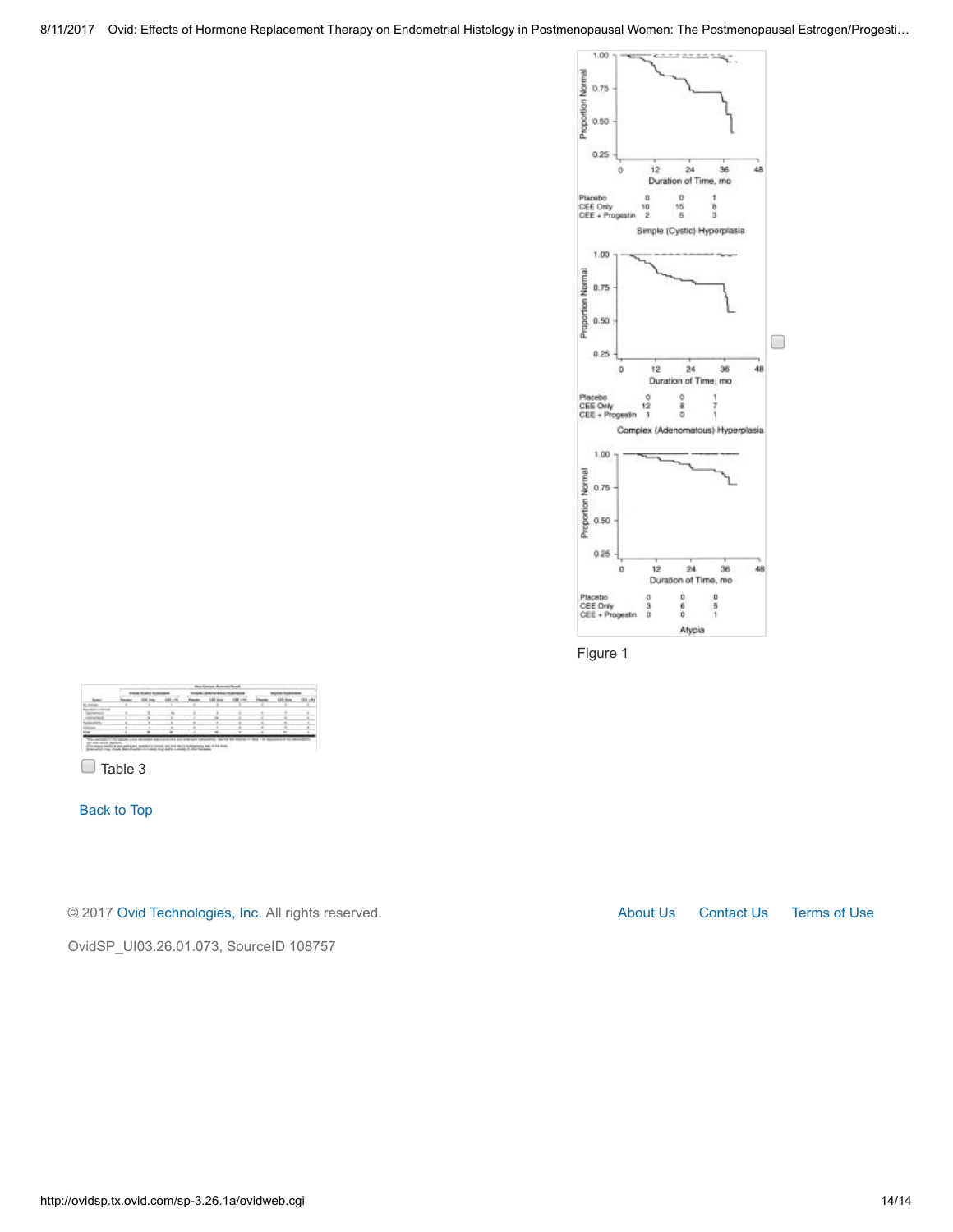1.00

0.75

0.50

0.25

Proportion Normal

0 12 24 36 48

Duration of Time, mo

Placebo 0 0 1

CEE Only 10 15 8

CEE + Progestin 2 5 3

Simple (Cystic) Hyperplasia

1.00

0.75

0.50

0.25

Proportion Normal

0 12 24 36 48

Duration of Time, mo

Placebo 0 0 1

CEE Only 12 8 7

CEE + Progestin 1 0 1

Complex (Adenomatous) Hyperplasia

1.00

0.75

0.50

0.25

Proportion Normal

0 12 24 36 48

Duration of Time, mo

Placebo 0 0 0

CEE Only 3 6 5

CEE + Progestin 0 0 1

Atypia

Figure 1

Table 3

Back to Top

© 2017 Ovid Technologies, Inc. All rights reserved.

About Us Contact Us Terms of Use

OvidSP_UI03.26.01.073, SourceID 108757